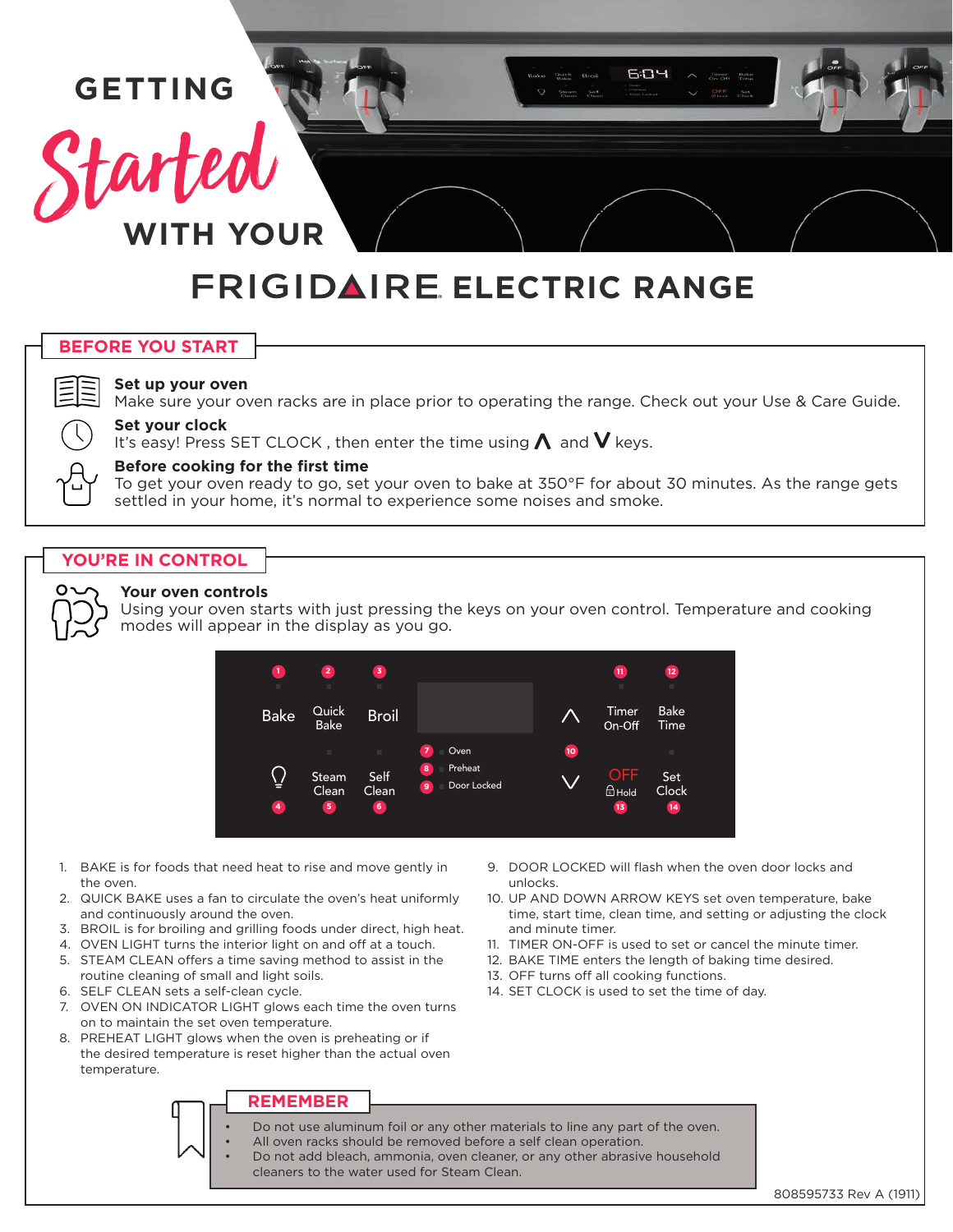# GETTING Started WITH YOUR

# FRIGIDAIRE ELECTRIC RANGE

## BEFORE YOU START

**Set up your oven**
Make sure your oven racks are in place prior to operating the range. Check out your Use & Care Guide.

**Set your clock**
It's easy! Press SET CLOCK , then enter the time using ∧ and ∨ keys.

**Before cooking for the first time**
To get your oven ready to go, set your oven to bake at 350°F for about 30 minutes. As the range gets settled in your home, it's normal to experience some noises and smoke.

## YOU'RE IN CONTROL

**Your oven controls**
Using your oven starts with just pressing the keys on your oven control. Temperature and cooking modes will appear in the display as you go.

1 Bake
2 Quick Bake
3 Broil
4 (Light)
5 Steam Clean
6 Self Clean
7 Oven
8 Preheat
9 Door Locked
10 ∧ ∨
11 Timer On-Off
12 Bake Time
13 OFF Hold
14 Set Clock

1. BAKE is for foods that need heat to rise and move gently in the oven.
2. QUICK BAKE uses a fan to circulate the oven's heat uniformly and continuously around the oven.
3. BROIL is for broiling and grilling foods under direct, high heat.
4. OVEN LIGHT turns the interior light on and off at a touch.
5. STEAM CLEAN offers a time saving method to assist in the routine cleaning of small and light soils.
6. SELF CLEAN sets a self-clean cycle.
7. OVEN ON INDICATOR LIGHT glows each time the oven turns on to maintain the set oven temperature.
8. PREHEAT LIGHT glows when the oven is preheating or if the desired temperature is reset higher than the actual oven temperature.
9. DOOR LOCKED will flash when the oven door locks and unlocks.
10. UP AND DOWN ARROW KEYS set oven temperature, bake time, start time, clean time, and setting or adjusting the clock and minute timer.
11. TIMER ON-OFF is used to set or cancel the minute timer.
12. BAKE TIME enters the length of baking time desired.
13. OFF turns off all cooking functions.
14. SET CLOCK is used to set the time of day.

## REMEMBER

- Do not use aluminum foil or any other materials to line any part of the oven.
- All oven racks should be removed before a self clean operation.
- Do not add bleach, ammonia, oven cleaner, or any other abrasive household cleaners to the water used for Steam Clean.

808595733 Rev A (1911)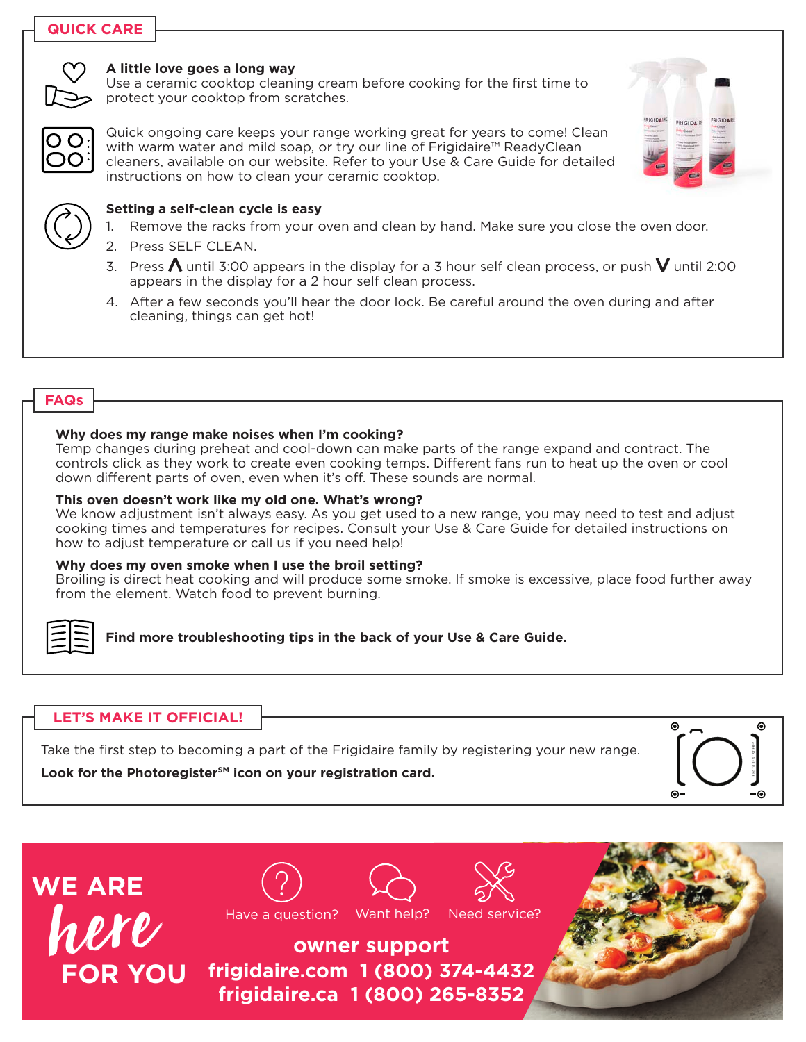## QUICK CARE

**A little love goes a long way**
Use a ceramic cooktop cleaning cream before cooking for the first time to protect your cooktop from scratches.

Quick ongoing care keeps your range working great for years to come! Clean with warm water and mild soap, or try our line of Frigidaire™ ReadyClean cleaners, available on our website. Refer to your Use & Care Guide for detailed instructions on how to clean your ceramic cooktop.

**Setting a self-clean cycle is easy**

1. Remove the racks from your oven and clean by hand. Make sure you close the oven door.
2. Press SELF CLEAN.
3. Press ∧ until 3:00 appears in the display for a 3 hour self clean process, or push ∨ until 2:00 appears in the display for a 2 hour self clean process.
4. After a few seconds you'll hear the door lock. Be careful around the oven during and after cleaning, things can get hot!

## FAQs

**Why does my range make noises when I'm cooking?**
Temp changes during preheat and cool-down can make parts of the range expand and contract. The controls click as they work to create even cooking temps. Different fans run to heat up the oven or cool down different parts of oven, even when it's off. These sounds are normal.

**This oven doesn't work like my old one. What's wrong?**
We know adjustment isn't always easy. As you get used to a new range, you may need to test and adjust cooking times and temperatures for recipes. Consult your Use & Care Guide for detailed instructions on how to adjust temperature or call us if you need help!

**Why does my oven smoke when I use the broil setting?**
Broiling is direct heat cooking and will produce some smoke. If smoke is excessive, place food further away from the element. Watch food to prevent burning.

**Find more troubleshooting tips in the back of your Use & Care Guide.**

## LET'S MAKE IT OFFICIAL!

Take the first step to becoming a part of the Frigidaire family by registering your new range.

**Look for the Photoregister℠ icon on your registration card.**

## WE ARE *here* FOR YOU

Have a question? Want help? Need service?

**owner support**
**frigidaire.com 1 (800) 374-4432**
**frigidaire.ca 1 (800) 265-8352**